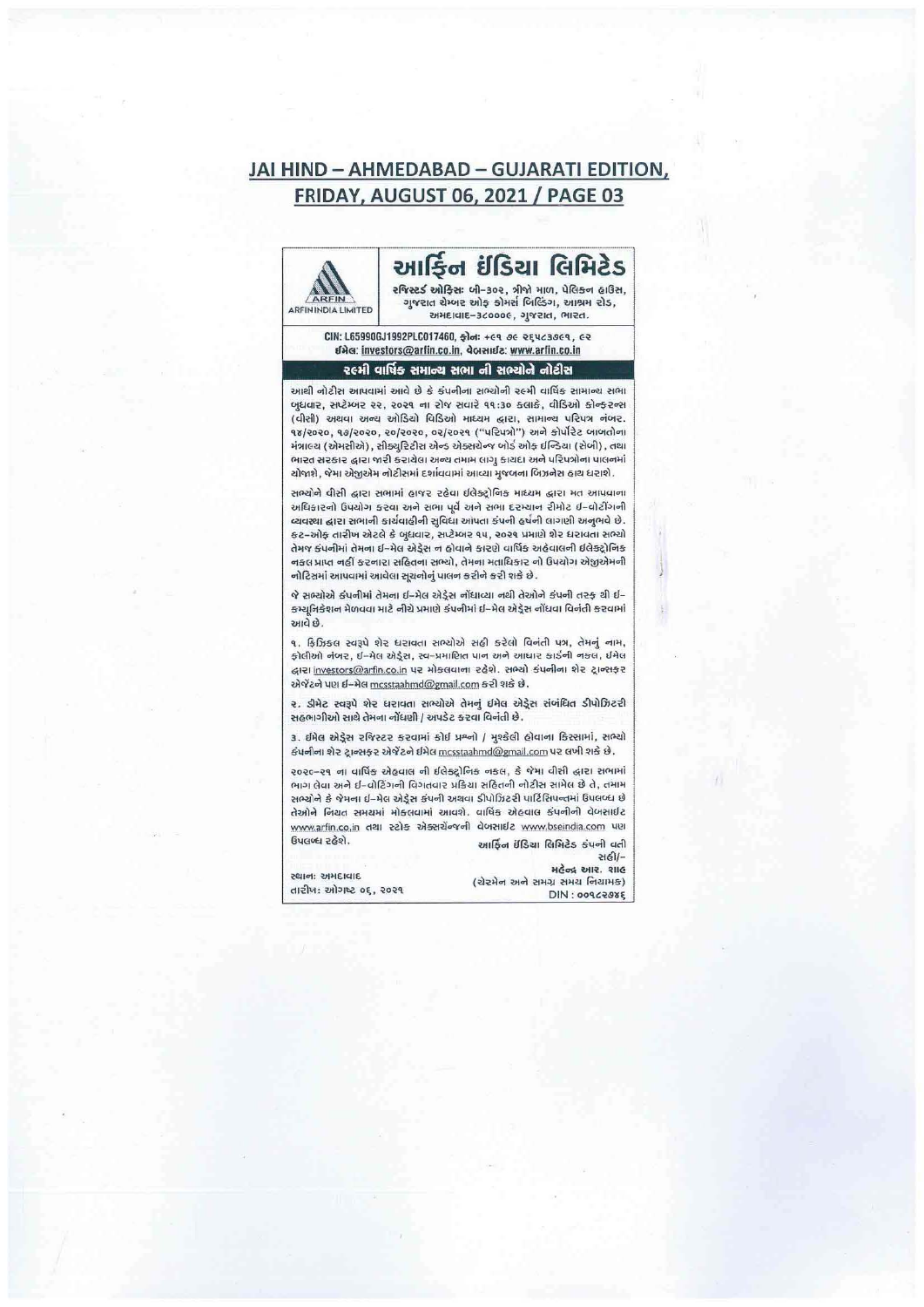## JAI HIND – AHMEDABAD – GUJARATI EDITION, FRIDAY, AUGUST 06, 2021 / PAGE 03

ARFIN
ARFIN INDIA LIMITED

# આર્ફિન ઇંડિયા લિમિટેડ

રજિસ્ટર્ડ ઓફિસ: બી-૩૦૨, ત્રીજો માળ, પેલિકન હાઉસ, ગુજરાત ચેમ્બર ઓફ કોમર્સ બિલ્ડિંગ, આશ્રમ રોડ, અમદાવાદ-૩૮૦૦૦૯, ગુજરાત, ભારત.

CIN: L65990GJ1992PLC017460, ફોન: +૯૧ ૭૯ ૨૬૫૮૩૭૯૧, ૯૨
ઈમેલ: investors@arfin.co.in, વેબસાઈટ: www.arfin.co.in

## ૨૯મી વાર્ષિક સમાન્ય સભા ની સભ્યોને નોટીસ

આથી નોટીસ આપવામાં આવે છે કે કંપનીના સભ્યોની ૨૯મી વાર્ષિક સામાન્ય સભા બુધવાર, સપ્ટેમ્બર ૨૨, ૨૦૨૧ ના રોજ સવારે ૧૧:૩૦ કલાકે, વીડિઓ કોન્ફરન્સ (વીસી) અથવા અન્ય ઓડિયો વિડિઓ માધ્યમ દ્વારા, સામાન્ય પરિપત્ર નંબર. ૧૪/૨૦૨૦, ૧૭/૨૦૨૦, ૨૦/૨૦૨૦, ૦૨/૨૦૨૧ ("પરિપત્રો") અને કોર્પોરેટ બાબતોના મંત્રાલય (એમસીએ), સીક્યુરિટીસ એન્ડ એક્સચેન્જ બોર્ડ ઓફ ઈન્ડિયા (સેબી), તથા ભારત સરકાર દ્વારા જારી કરાયેલા અન્ય તમામ લાગુ કાયદા અને પરિપત્રોના પાલનમાં યોજાશે, જેમા એજીએમ નોટીસમાં દર્શાવવામાં આવ્યા મુજબના બિઝનેસ હાથ ધરાશે.

સભ્યોને વીસી દ્વારા સભામાં હાજર રહેવા ઈલેક્ટ્રોનિક માધ્યમ દ્વારા મત આપવાના અધિકારનો ઉપયોગ કરવા અને સભા પૂર્વે અને સભા દરમ્યાન રીમોટ ઈ-વોટીંગની વ્યવસ્થા દ્વારા સભાની કાર્યવાહીની સુવિધા આપતા કંપની હર્ષની લાગણી અનુભવે છે. કટ-ઓફ તારીખ એટલે કે બુધવાર, સપ્ટેમ્બર ૧૫, ૨૦૨૧ પ્રમાણે શેર ધરાવતા સભ્યો તેમજ કંપનીમાં તેમના ઈ-મેલ એડ્રેસ ન હોવાને કારણે વાર્ષિક અહેવાલની ઈલેક્ટ્રોનિક નકલ પ્રાપ્ત નહીં કરનારા સહિતના સભ્યો, તેમના મતાધિકાર નો ઉપયોગ એજીએમની નોટિસમાં આપવામાં આવેલા સૂચનોનું પાલન કરીને કરી શકે છે.

જે સભ્યોએ કંપનીમાં તેમના ઈ-મેલ એડ્રેસ નોંધાવ્યા નથી તેઓને કંપની તરફ થી ઈ-કમ્યુનિકેશન મેળવવા માટે નીચે પ્રમાણે કંપનીમાં ઈ-મેલ એડ્રેસ નોંધવા વિનંતી કરવામાં આવે છે.

૧. ફિઝિકલ સ્વરૂપે શેર ધરાવતા સભ્યોએ સહી કરેલો વિનંતી પત્ર, તેમનું નામ, ફોલીઓ નંબર, ઈ-મેલ એડ્રેસ, સ્વ-પ્રમાણિત પાન અને આધાર કાર્ડની નકલ, ઈમેલ દ્વારા investors@arfin.co.in પર મોકલવાના રહેશે. સભ્યો કંપનીના શેર ટ્રાન્સફર એજેંટને પણ ઈ-મેલ mcsstaahmd@gmail.com કરી શકે છે.

૨. ડીમેટ સ્વરૂપે શેર ધરાવતા સભ્યોએ તેમનું ઈમેલ એડ્રેસ સંબંધિત ડીપોઝિટરી સહભાગીઓ સાથે તેમના નોંધણી / અપડેટ કરવા વિનંતી છે.

૩. ઈમેલ એડ્રેસ રજિસ્ટર કરવામાં કોઈ પ્રશ્નો / મુશ્કેલી હોવાના કિસ્સામાં, સભ્યો કંપનીના શેર ટ્રાન્સફર એજેંટને ઈમેલ mcsstaahmd@gmail.com પર લખી શકે છે.

૨૦૨૦-૨૧ ના વાર્ષિક એહવાલ ની ઈલેક્ટ્રોનિક નકલ, કે જેમા વીસી દ્વારા સભામાં ભાગ લેવા અને ઈ-વોટિંગની વિગતવાર પ્રકિયા સહિતની નોટીસ સામેલ છે તે, તમામ સભ્યોને કે જેમના ઈ-મેલ એડ્રેસ કંપની અથવા ડીપોઝિટરી પાર્ટિસિપન્ટમાં ઉપલબ્ધ છે તેઓને નિયત સમયમાં મોકલવામાં આવશે. વાર્ષિક એહવાલ કંપનીની વેબસાઈટ www.arfin.co.in તથા સ્ટોક એક્સચેંજની વેબસાઈટ www.bseindia.com પણ ઉપલબ્ધ રહેશે.

આર્ફિન ઇંડિયા લિમિટેડ કંપની વતી
સહી/-
મહેન્દ્ર આર. શાહ
(ચેરમેન અને સમગ્ર સમય નિયામક)
DIN : ૦૦૧૮૨૭૪૬

સ્થાન: અમદાવાદ
તારીખ: ઓગષ્ટ ૦૬, ૨૦૨૧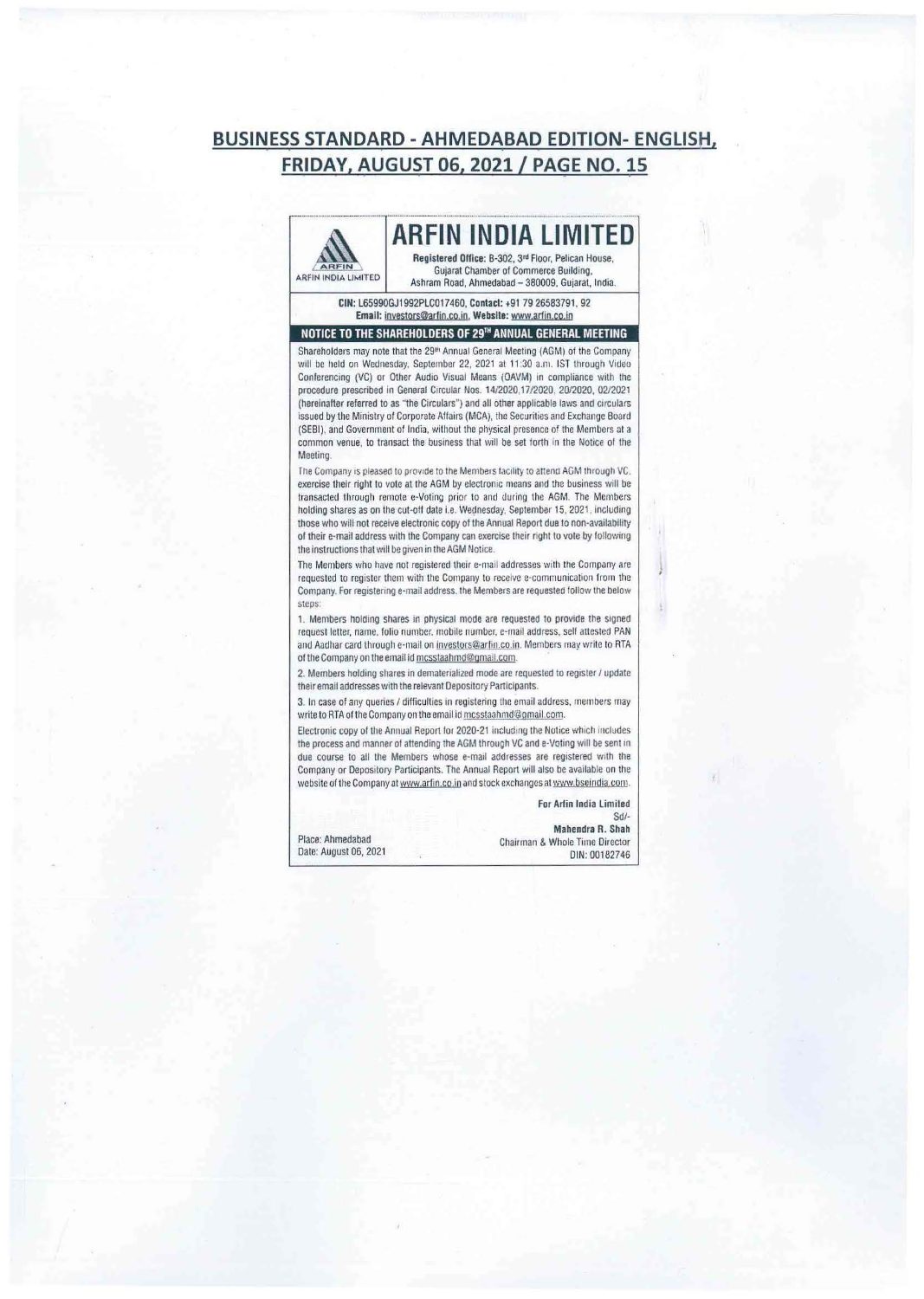**BUSINESS STANDARD - AHMEDABAD EDITION- ENGLISH, FRIDAY, AUGUST 06, 2021 / PAGE NO. 15**

# ARFIN INDIA LIMITED

ARFIN INDIA LIMITED

**Registered Office:** B-302, 3rd Floor, Pelican House, Gujarat Chamber of Commerce Building, Ashram Road, Ahmedabad – 380009, Gujarat, India.

**CIN:** L65990GJ1992PLC017460, **Contact:** +91 79 26583791, 92
**Email:** investors@arfin.co.in, **Website:** www.arfin.co.in

## NOTICE TO THE SHAREHOLDERS OF 29TH ANNUAL GENERAL MEETING

Shareholders may note that the 29th Annual General Meeting (AGM) of the Company will be held on Wednesday, September 22, 2021 at 11:30 a.m. IST through Video Conferencing (VC) or Other Audio Visual Means (OAVM) in compliance with the procedure prescribed in General Circular Nos. 14/2020,17/2020, 20/2020, 02/2021 (hereinafter referred to as "the Circulars") and all other applicable laws and circulars issued by the Ministry of Corporate Affairs (MCA), the Securities and Exchange Board (SEBI), and Government of India, without the physical presence of the Members at a common venue, to transact the business that will be set forth in the Notice of the Meeting.

The Company is pleased to provide to the Members facility to attend AGM through VC, exercise their right to vote at the AGM by electronic means and the business will be transacted through remote e-Voting prior to and during the AGM. The Members holding shares as on the cut-off date i.e. Wednesday, September 15, 2021, including those who will not receive electronic copy of the Annual Report due to non-availability of their e-mail address with the Company can exercise their right to vote by following the instructions that will be given in the AGM Notice.

The Members who have not registered their e-mail addresses with the Company are requested to register them with the Company to receive e-communication from the Company. For registering e-mail address, the Members are requested follow the below steps:

1. Members holding shares in physical mode are requested to provide the signed request letter, name, folio number, mobile number, e-mail address, self attested PAN and Aadhar card through e-mail on investors@arfin.co.in. Members may write to RTA of the Company on the email id mcsstaahmd@gmail.com.
2. Members holding shares in dematerialized mode are requested to register / update their email addresses with the relevant Depository Participants.
3. In case of any queries / difficulties in registering the email address, members may write to RTA of the Company on the email id mcsstaahmd@gmail.com.

Electronic copy of the Annual Report for 2020-21 including the Notice which includes the process and manner of attending the AGM through VC and e-Voting will be sent in due course to all the Members whose e-mail addresses are registered with the Company or Depository Participants. The Annual Report will also be available on the website of the Company at www.arfin.co.in and stock exchanges at www.bseindia.com.

**For Arfin India Limited**
Sd/-
**Mahendra R. Shah**
Chairman & Whole Time Director
DIN: 00182746

Place: Ahmedabad
Date: August 06, 2021